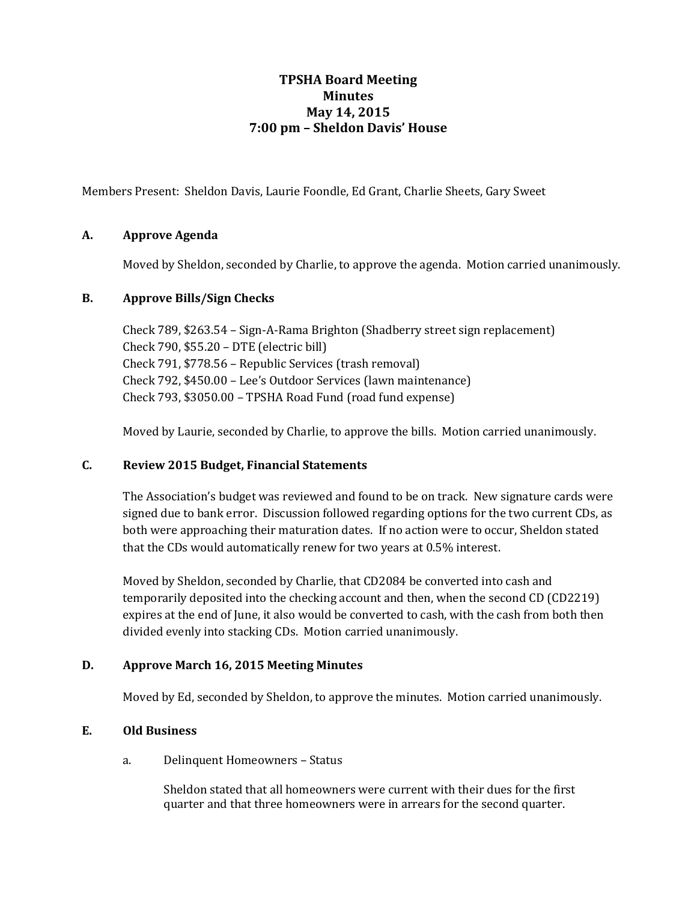# TPSHA Board Meeting
## Minutes
## May 14, 2015
## 7:00 pm – Sheldon Davis' House

Members Present: Sheldon Davis, Laurie Foondle, Ed Grant, Charlie Sheets, Gary Sweet

### A. Approve Agenda

Moved by Sheldon, seconded by Charlie, to approve the agenda. Motion carried unanimously.

### B. Approve Bills/Sign Checks

Check 789, $263.54 – Sign-A-Rama Brighton (Shadberry street sign replacement)
Check 790, $55.20 – DTE (electric bill)
Check 791, $778.56 – Republic Services (trash removal)
Check 792, $450.00 – Lee's Outdoor Services (lawn maintenance)
Check 793, $3050.00 – TPSHA Road Fund (road fund expense)

Moved by Laurie, seconded by Charlie, to approve the bills. Motion carried unanimously.

### C. Review 2015 Budget, Financial Statements

The Association's budget was reviewed and found to be on track. New signature cards were signed due to bank error. Discussion followed regarding options for the two current CDs, as both were approaching their maturation dates. If no action were to occur, Sheldon stated that the CDs would automatically renew for two years at 0.5% interest.

Moved by Sheldon, seconded by Charlie, that CD2084 be converted into cash and temporarily deposited into the checking account and then, when the second CD (CD2219) expires at the end of June, it also would be converted to cash, with the cash from both then divided evenly into stacking CDs. Motion carried unanimously.

### D. Approve March 16, 2015 Meeting Minutes

Moved by Ed, seconded by Sheldon, to approve the minutes. Motion carried unanimously.

### E. Old Business

a. Delinquent Homeowners – Status

Sheldon stated that all homeowners were current with their dues for the first quarter and that three homeowners were in arrears for the second quarter.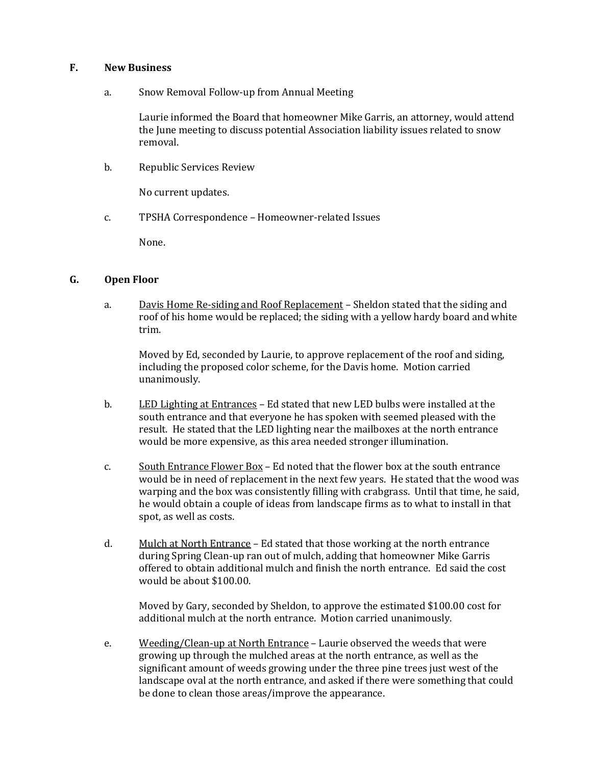## F. New Business

a. Snow Removal Follow-up from Annual Meeting

Laurie informed the Board that homeowner Mike Garris, an attorney, would attend the June meeting to discuss potential Association liability issues related to snow removal.

b. Republic Services Review

No current updates.

c. TPSHA Correspondence – Homeowner-related Issues

None.

## G. Open Floor

a. <u>Davis Home Re-siding and Roof Replacement</u> – Sheldon stated that the siding and roof of his home would be replaced; the siding with a yellow hardy board and white trim.

Moved by Ed, seconded by Laurie, to approve replacement of the roof and siding, including the proposed color scheme, for the Davis home. Motion carried unanimously.

b. <u>LED Lighting at Entrances</u> – Ed stated that new LED bulbs were installed at the south entrance and that everyone he has spoken with seemed pleased with the result. He stated that the LED lighting near the mailboxes at the north entrance would be more expensive, as this area needed stronger illumination.

c. <u>South Entrance Flower Box</u> – Ed noted that the flower box at the south entrance would be in need of replacement in the next few years. He stated that the wood was warping and the box was consistently filling with crabgrass. Until that time, he said, he would obtain a couple of ideas from landscape firms as to what to install in that spot, as well as costs.

d. <u>Mulch at North Entrance</u> – Ed stated that those working at the north entrance during Spring Clean-up ran out of mulch, adding that homeowner Mike Garris offered to obtain additional mulch and finish the north entrance. Ed said the cost would be about $100.00.

Moved by Gary, seconded by Sheldon, to approve the estimated $100.00 cost for additional mulch at the north entrance. Motion carried unanimously.

e. <u>Weeding/Clean-up at North Entrance</u> – Laurie observed the weeds that were growing up through the mulched areas at the north entrance, as well as the significant amount of weeds growing under the three pine trees just west of the landscape oval at the north entrance, and asked if there were something that could be done to clean those areas/improve the appearance.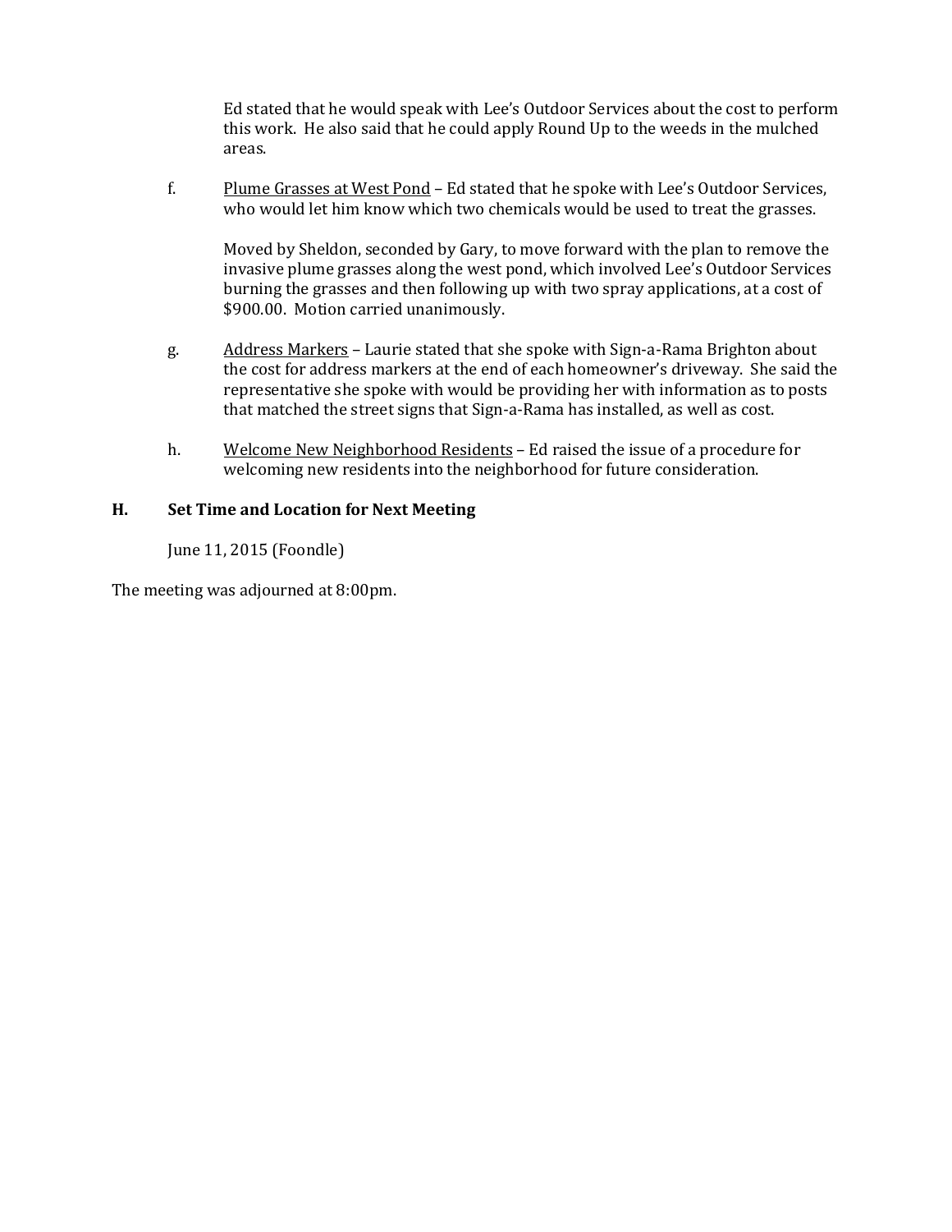Ed stated that he would speak with Lee's Outdoor Services about the cost to perform this work. He also said that he could apply Round Up to the weeds in the mulched areas.

f. Plume Grasses at West Pond – Ed stated that he spoke with Lee's Outdoor Services, who would let him know which two chemicals would be used to treat the grasses.

Moved by Sheldon, seconded by Gary, to move forward with the plan to remove the invasive plume grasses along the west pond, which involved Lee's Outdoor Services burning the grasses and then following up with two spray applications, at a cost of $900.00. Motion carried unanimously.

g. Address Markers – Laurie stated that she spoke with Sign-a-Rama Brighton about the cost for address markers at the end of each homeowner's driveway. She said the representative she spoke with would be providing her with information as to posts that matched the street signs that Sign-a-Rama has installed, as well as cost.

h. Welcome New Neighborhood Residents – Ed raised the issue of a procedure for welcoming new residents into the neighborhood for future consideration.

### H. Set Time and Location for Next Meeting

June 11, 2015 (Foondle)

The meeting was adjourned at 8:00pm.